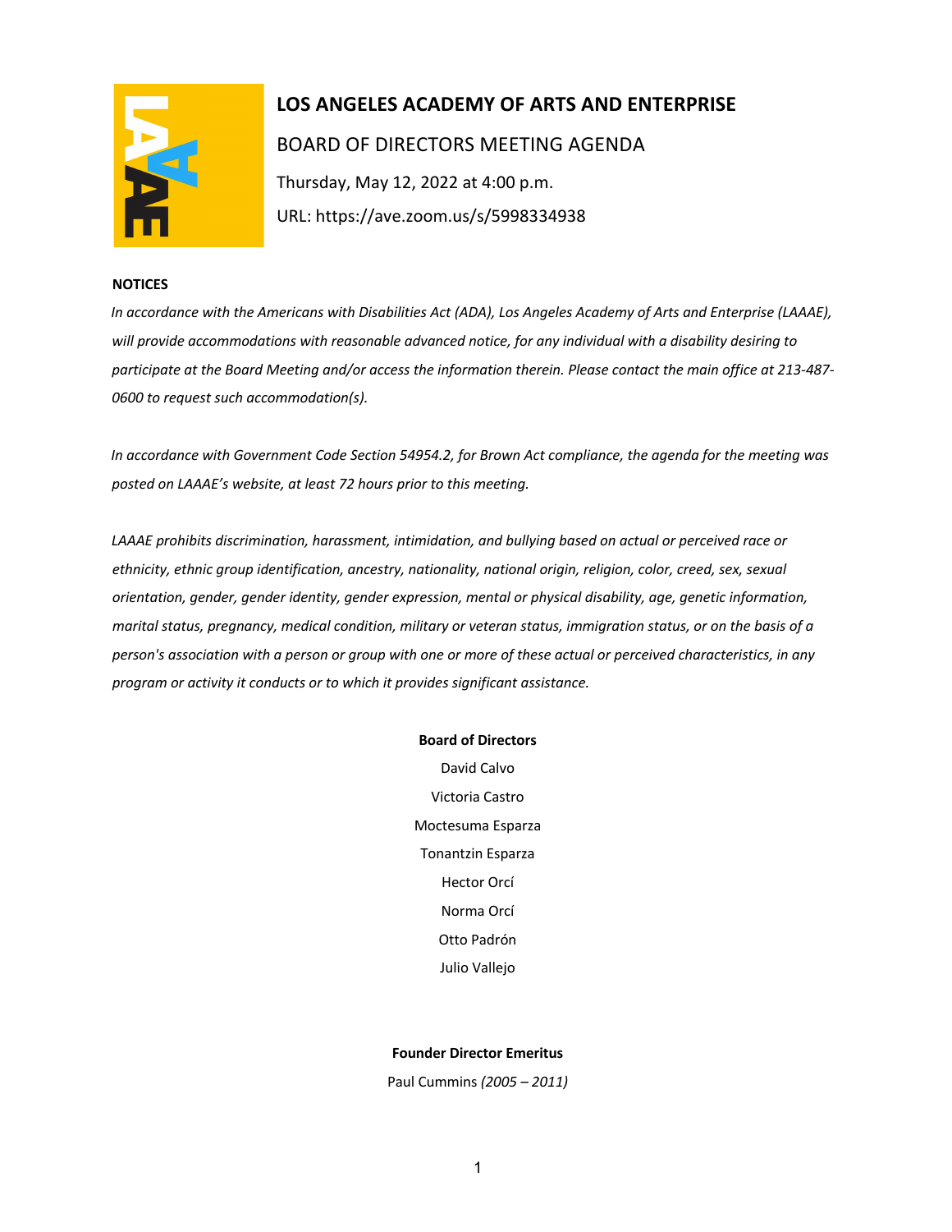# LOS ANGELES ACADEMY OF ARTS AND ENTERPRISE

BOARD OF DIRECTORS MEETING AGENDA

Thursday, May 12, 2022 at 4:00 p.m.

URL: https://ave.zoom.us/s/5998334938

**NOTICES**

*In accordance with the Americans with Disabilities Act (ADA), Los Angeles Academy of Arts and Enterprise (LAAAE), will provide accommodations with reasonable advanced notice, for any individual with a disability desiring to participate at the Board Meeting and/or access the information therein. Please contact the main office at 213-487-0600 to request such accommodation(s).*

*In accordance with Government Code Section 54954.2, for Brown Act compliance, the agenda for the meeting was posted on LAAAE's website, at least 72 hours prior to this meeting.*

*LAAAE prohibits discrimination, harassment, intimidation, and bullying based on actual or perceived race or ethnicity, ethnic group identification, ancestry, nationality, national origin, religion, color, creed, sex, sexual orientation, gender, gender identity, gender expression, mental or physical disability, age, genetic information, marital status, pregnancy, medical condition, military or veteran status, immigration status, or on the basis of a person's association with a person or group with one or more of these actual or perceived characteristics, in any program or activity it conducts or to which it provides significant assistance.*

**Board of Directors**

David Calvo

Victoria Castro

Moctesuma Esparza

Tonantzin Esparza

Hector Orcí

Norma Orcí

Otto Padrón

Julio Vallejo

**Founder Director Emeritus**

Paul Cummins *(2005 – 2011)*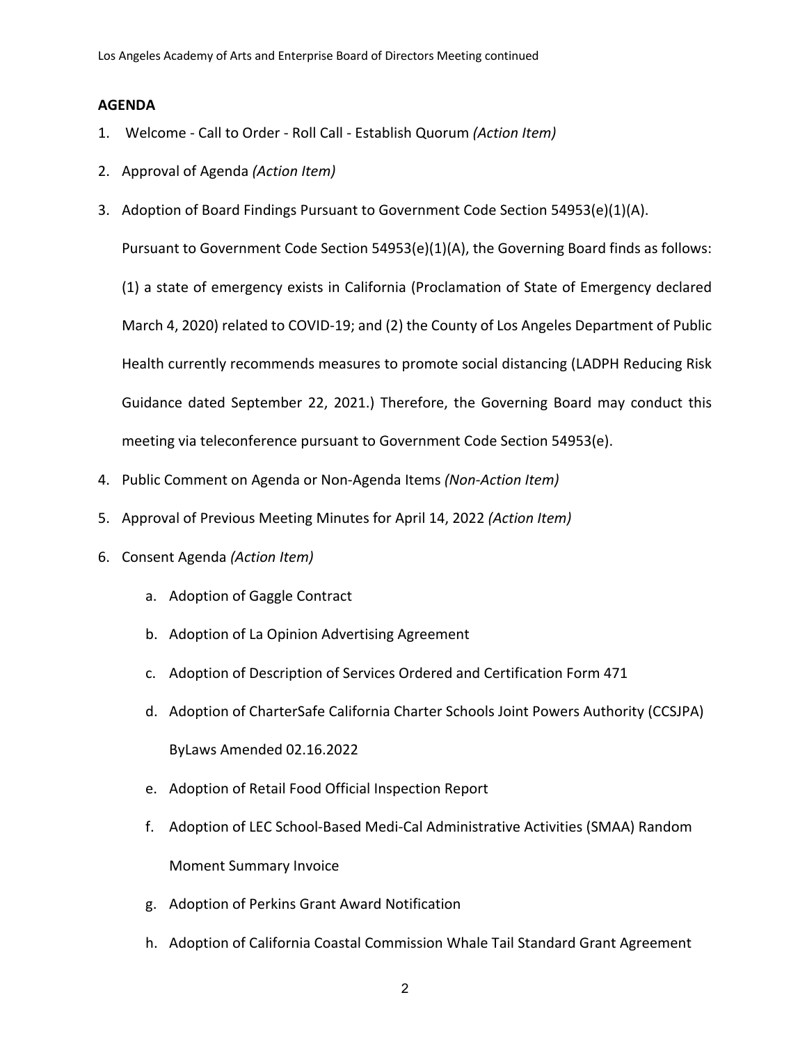## AGENDA

1. Welcome - Call to Order - Roll Call - Establish Quorum *(Action Item)*
2. Approval of Agenda *(Action Item)*
3. Adoption of Board Findings Pursuant to Government Code Section 54953(e)(1)(A).

   Pursuant to Government Code Section 54953(e)(1)(A), the Governing Board finds as follows: (1) a state of emergency exists in California (Proclamation of State of Emergency declared March 4, 2020) related to COVID-19; and (2) the County of Los Angeles Department of Public Health currently recommends measures to promote social distancing (LADPH Reducing Risk Guidance dated September 22, 2021.) Therefore, the Governing Board may conduct this meeting via teleconference pursuant to Government Code Section 54953(e).
4. Public Comment on Agenda or Non-Agenda Items *(Non-Action Item)*
5. Approval of Previous Meeting Minutes for April 14, 2022 *(Action Item)*
6. Consent Agenda *(Action Item)*
   a. Adoption of Gaggle Contract
   b. Adoption of La Opinion Advertising Agreement
   c. Adoption of Description of Services Ordered and Certification Form 471
   d. Adoption of CharterSafe California Charter Schools Joint Powers Authority (CCSJPA) ByLaws Amended 02.16.2022
   e. Adoption of Retail Food Official Inspection Report
   f. Adoption of LEC School-Based Medi-Cal Administrative Activities (SMAA) Random Moment Summary Invoice
   g. Adoption of Perkins Grant Award Notification
   h. Adoption of California Coastal Commission Whale Tail Standard Grant Agreement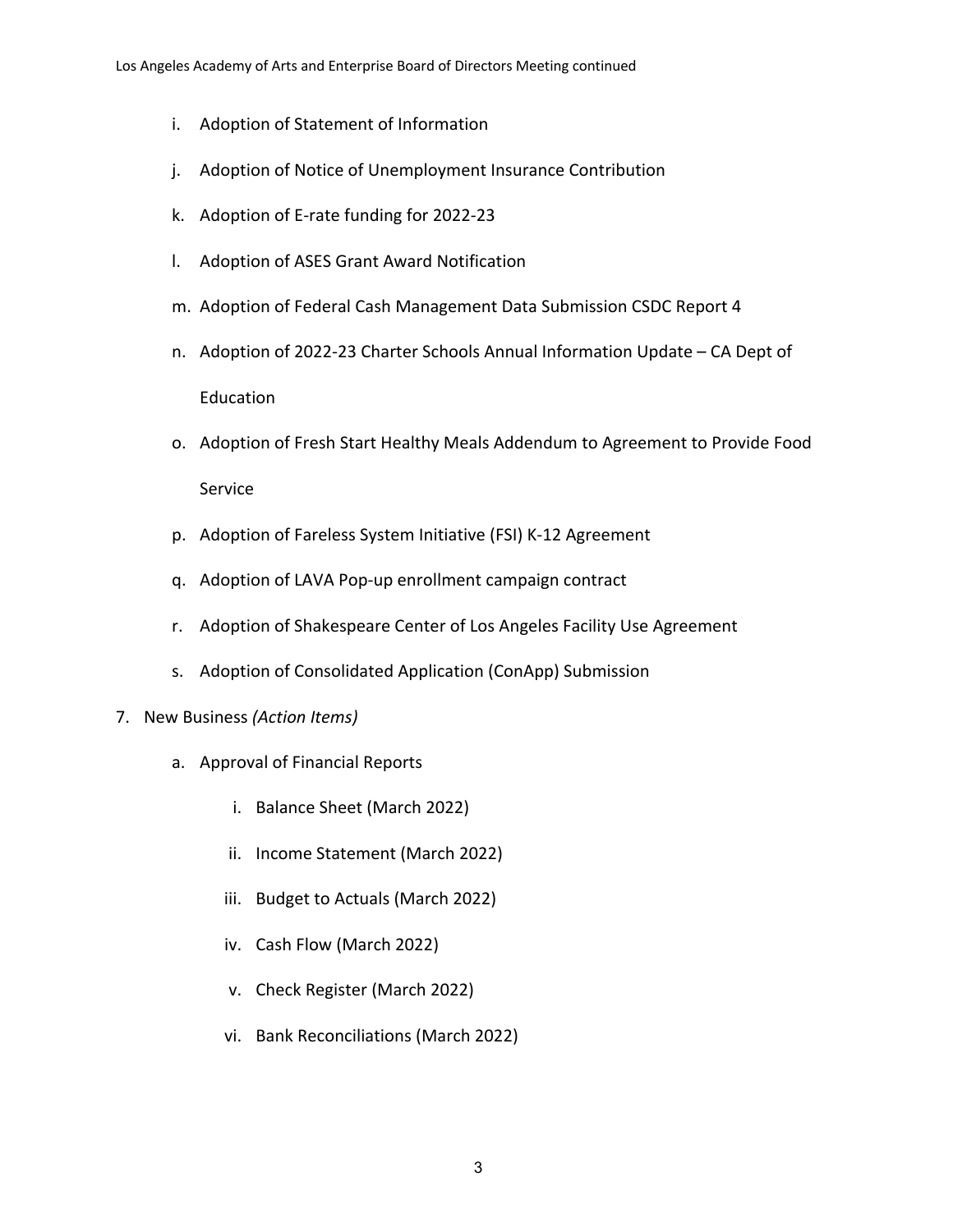i. Adoption of Statement of Information

j. Adoption of Notice of Unemployment Insurance Contribution

k. Adoption of E-rate funding for 2022-23

l. Adoption of ASES Grant Award Notification

m. Adoption of Federal Cash Management Data Submission CSDC Report 4

n. Adoption of 2022-23 Charter Schools Annual Information Update – CA Dept of Education

o. Adoption of Fresh Start Healthy Meals Addendum to Agreement to Provide Food Service

p. Adoption of Fareless System Initiative (FSI) K-12 Agreement

q. Adoption of LAVA Pop-up enrollment campaign contract

r. Adoption of Shakespeare Center of Los Angeles Facility Use Agreement

s. Adoption of Consolidated Application (ConApp) Submission

7. New Business *(Action Items)*

   a. Approval of Financial Reports

      i. Balance Sheet (March 2022)

      ii. Income Statement (March 2022)

      iii. Budget to Actuals (March 2022)

      iv. Cash Flow (March 2022)

      v. Check Register (March 2022)

      vi. Bank Reconciliations (March 2022)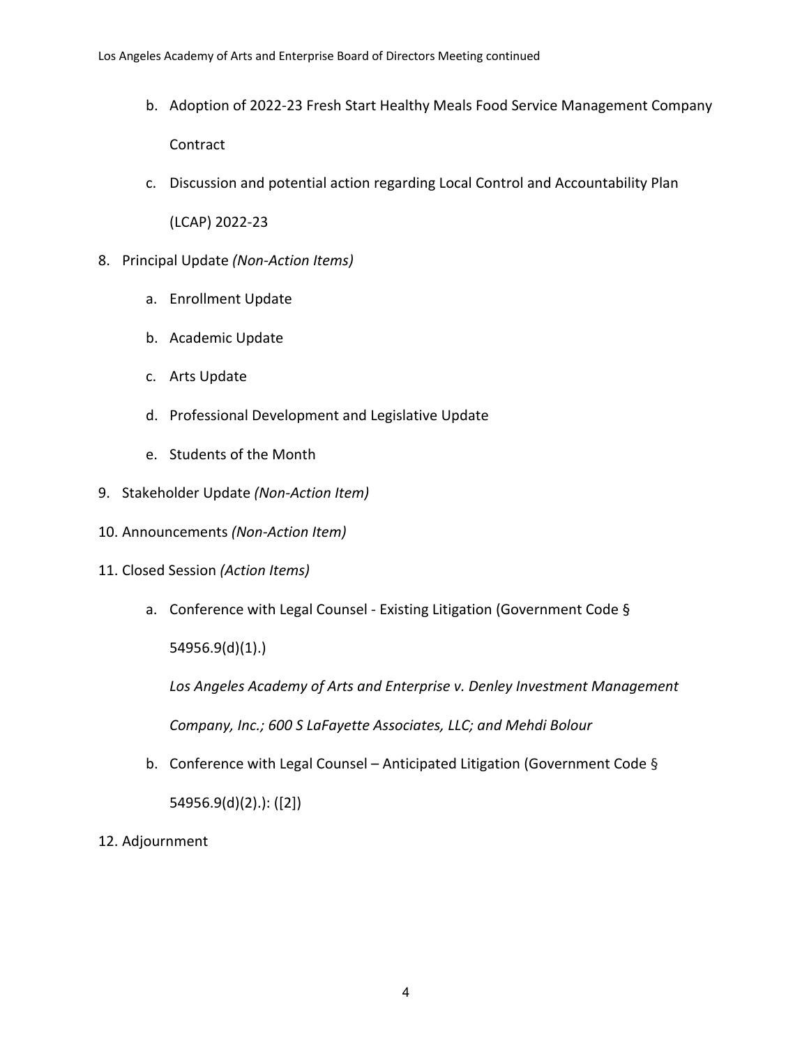b. Adoption of 2022-23 Fresh Start Healthy Meals Food Service Management Company Contract
   c. Discussion and potential action regarding Local Control and Accountability Plan (LCAP) 2022-23

8. Principal Update *(Non-Action Items)*
   a. Enrollment Update
   b. Academic Update
   c. Arts Update
   d. Professional Development and Legislative Update
   e. Students of the Month

9. Stakeholder Update *(Non-Action Item)*

10. Announcements *(Non-Action Item)*

11. Closed Session *(Action Items)*
    a. Conference with Legal Counsel - Existing Litigation (Government Code § 54956.9(d)(1).)

       *Los Angeles Academy of Arts and Enterprise v. Denley Investment Management Company, Inc.; 600 S LaFayette Associates, LLC; and Mehdi Bolour*

    b. Conference with Legal Counsel – Anticipated Litigation (Government Code § 54956.9(d)(2).): ([2])

12. Adjournment